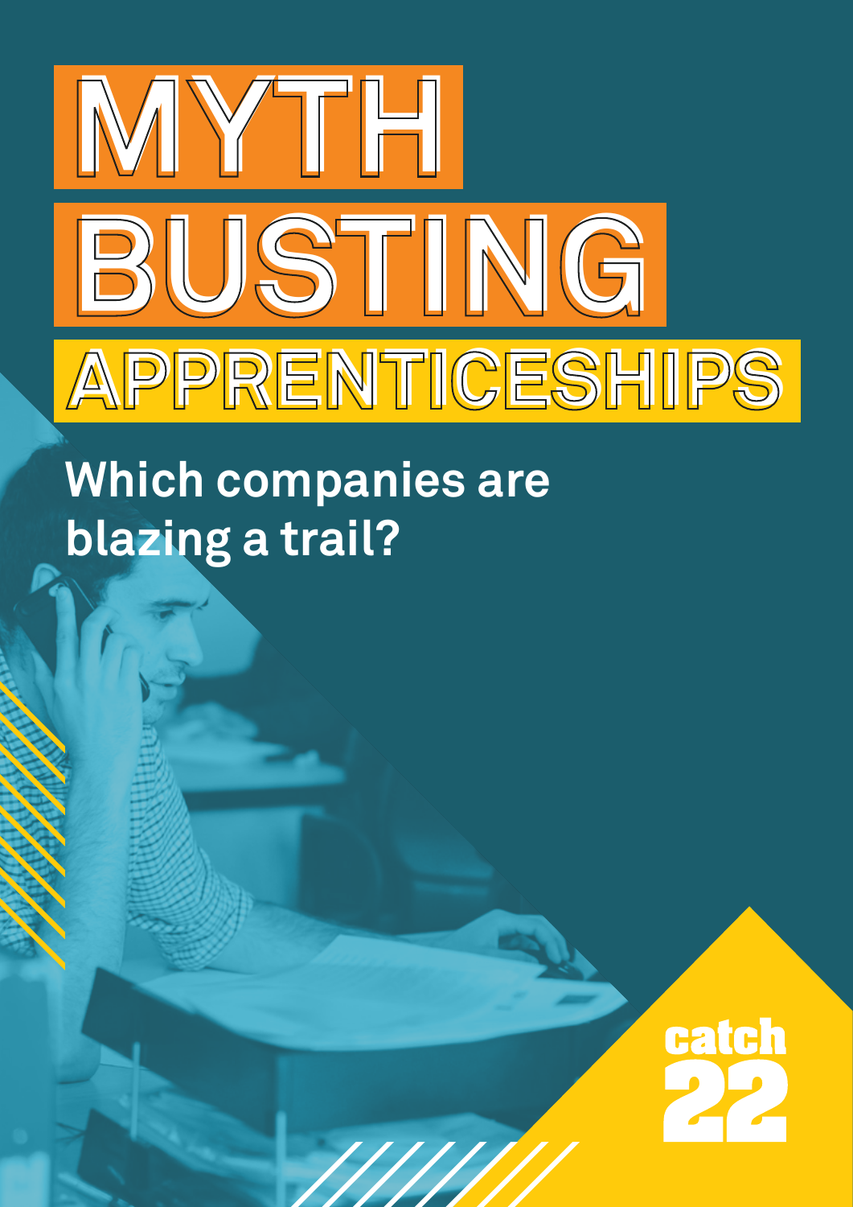# MYTH BUSTING

## APPRENTICESHIPS

**Which companies are blazing a trail?**

catch 22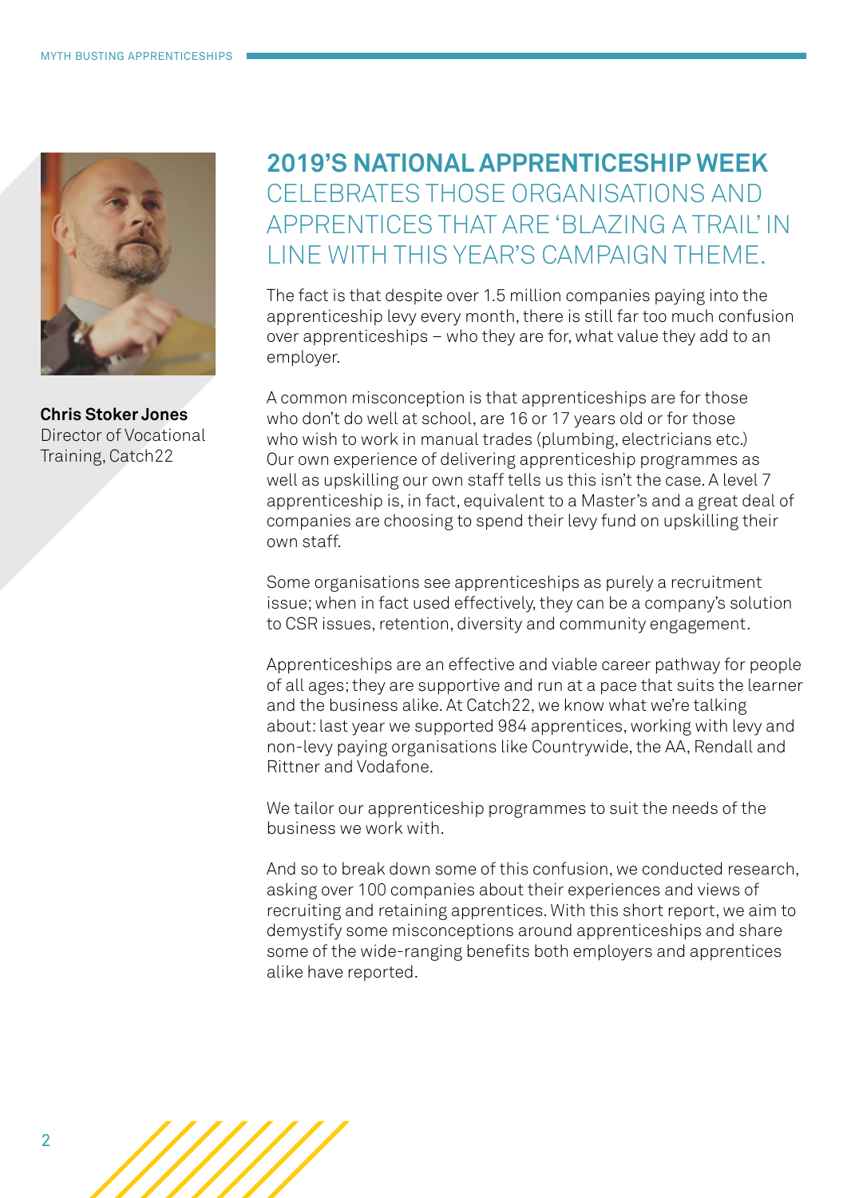**Chris Stoker Jones**
Director of Vocational Training, Catch22

## **2019'S NATIONAL APPRENTICESHIP WEEK** CELEBRATES THOSE ORGANISATIONS AND APPRENTICES THAT ARE 'BLAZING A TRAIL' IN LINE WITH THIS YEAR'S CAMPAIGN THEME.

The fact is that despite over 1.5 million companies paying into the apprenticeship levy every month, there is still far too much confusion over apprenticeships – who they are for, what value they add to an employer.

A common misconception is that apprenticeships are for those who don't do well at school, are 16 or 17 years old or for those who wish to work in manual trades (plumbing, electricians etc.) Our own experience of delivering apprenticeship programmes as well as upskilling our own staff tells us this isn't the case. A level 7 apprenticeship is, in fact, equivalent to a Master's and a great deal of companies are choosing to spend their levy fund on upskilling their own staff.

Some organisations see apprenticeships as purely a recruitment issue; when in fact used effectively, they can be a company's solution to CSR issues, retention, diversity and community engagement.

Apprenticeships are an effective and viable career pathway for people of all ages; they are supportive and run at a pace that suits the learner and the business alike. At Catch22, we know what we're talking about: last year we supported 984 apprentices, working with levy and non-levy paying organisations like Countrywide, the AA, Rendall and Rittner and Vodafone.

We tailor our apprenticeship programmes to suit the needs of the business we work with.

And so to break down some of this confusion, we conducted research, asking over 100 companies about their experiences and views of recruiting and retaining apprentices. With this short report, we aim to demystify some misconceptions around apprenticeships and share some of the wide-ranging benefits both employers and apprentices alike have reported.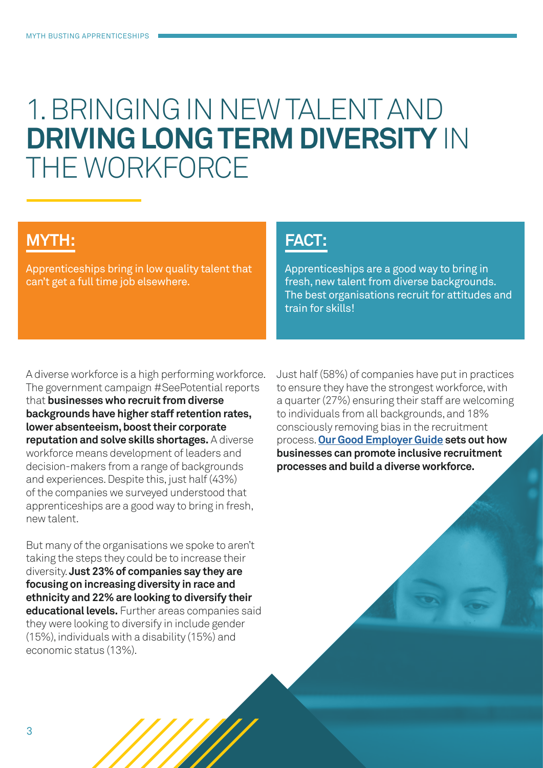# 1. BRINGING IN NEW TALENT AND **DRIVING LONG TERM DIVERSITY** IN THE WORKFORCE

## MYTH:

Apprenticeships bring in low quality talent that can't get a full time job elsewhere.

## FACT:

Apprenticeships are a good way to bring in fresh, new talent from diverse backgrounds. The best organisations recruit for attitudes and train for skills!

A diverse workforce is a high performing workforce. The government campaign #SeePotential reports that **businesses who recruit from diverse backgrounds have higher staff retention rates, lower absenteeism, boost their corporate reputation and solve skills shortages.** A diverse workforce means development of leaders and decision-makers from a range of backgrounds and experiences. Despite this, just half (43%) of the companies we surveyed understood that apprenticeships are a good way to bring in fresh, new talent.

But many of the organisations we spoke to aren't taking the steps they could be to increase their diversity. **Just 23% of companies say they are focusing on increasing diversity in race and ethnicity and 22% are looking to diversify their educational levels.** Further areas companies said they were looking to diversify in include gender (15%), individuals with a disability (15%) and economic status (13%).

Just half (58%) of companies have put in practices to ensure they have the strongest workforce, with a quarter (27%) ensuring their staff are welcoming to individuals from all backgrounds, and 18% consciously removing bias in the recruitment process. **Our Good Employer Guide sets out how businesses can promote inclusive recruitment processes and build a diverse workforce.**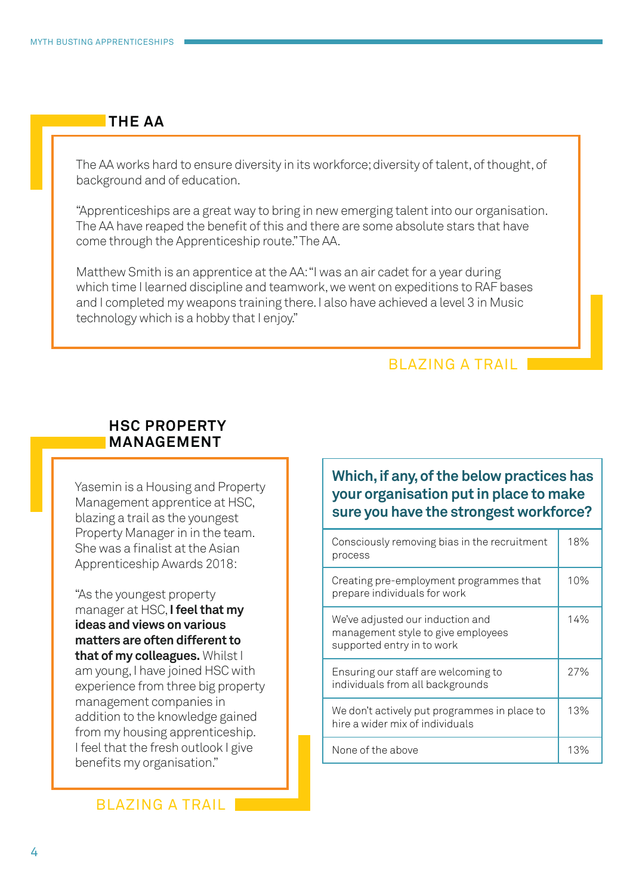## THE AA

The AA works hard to ensure diversity in its workforce; diversity of talent, of thought, of background and of education.

"Apprenticeships are a great way to bring in new emerging talent into our organisation. The AA have reaped the benefit of this and there are some absolute stars that have come through the Apprenticeship route." The AA.

Matthew Smith is an apprentice at the AA: "I was an air cadet for a year during which time I learned discipline and teamwork, we went on expeditions to RAF bases and I completed my weapons training there. I also have achieved a level 3 in Music technology which is a hobby that I enjoy."

BLAZING A TRAIL

## HSC PROPERTY MANAGEMENT

Yasemin is a Housing and Property Management apprentice at HSC, blazing a trail as the youngest Property Manager in in the team. She was a finalist at the Asian Apprenticeship Awards 2018:

"As the youngest property manager at HSC, **I feel that my ideas and views on various matters are often different to that of my colleagues.** Whilst I am young, I have joined HSC with experience from three big property management companies in addition to the knowledge gained from my housing apprenticeship. I feel that the fresh outlook I give benefits my organisation."

BLAZING A TRAIL

| Which, if any, of the below practices has your organisation put in place to make sure you have the strongest workforce? | |
|---|---|
| Consciously removing bias in the recruitment process | 18% |
| Creating pre-employment programmes that prepare individuals for work | 10% |
| We've adjusted our induction and management style to give employees supported entry in to work | 14% |
| Ensuring our staff are welcoming to individuals from all backgrounds | 27% |
| We don't actively put programmes in place to hire a wider mix of individuals | 13% |
| None of the above | 13% |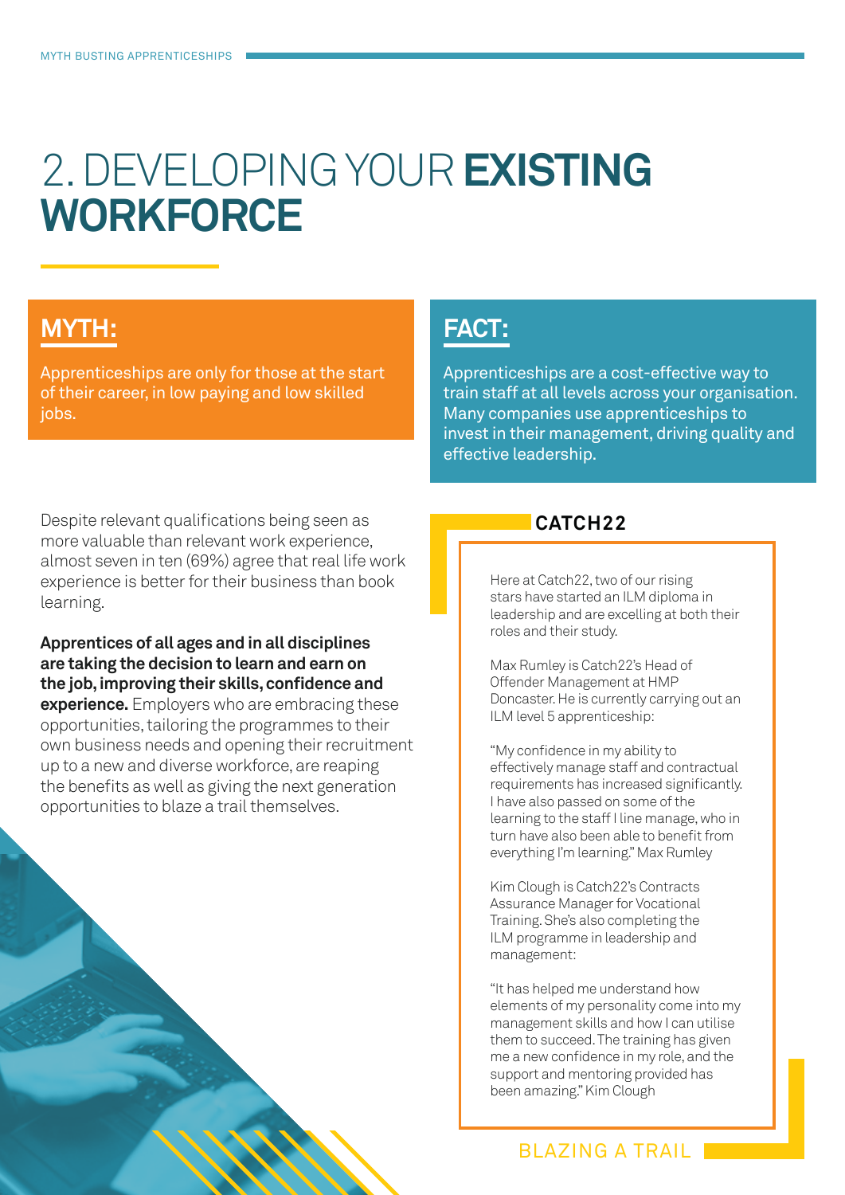# 2. DEVELOPING YOUR **EXISTING WORKFORCE**

## MYTH:

Apprenticeships are only for those at the start of their career, in low paying and low skilled jobs.

## FACT:

Apprenticeships are a cost-effective way to train staff at all levels across your organisation. Many companies use apprenticeships to invest in their management, driving quality and effective leadership.

Despite relevant qualifications being seen as more valuable than relevant work experience, almost seven in ten (69%) agree that real life work experience is better for their business than book learning.

**Apprentices of all ages and in all disciplines are taking the decision to learn and earn on the job, improving their skills, confidence and experience.** Employers who are embracing these opportunities, tailoring the programmes to their own business needs and opening their recruitment up to a new and diverse workforce, are reaping the benefits as well as giving the next generation opportunities to blaze a trail themselves.

### CATCH22

Here at Catch22, two of our rising stars have started an ILM diploma in leadership and are excelling at both their roles and their study.

Max Rumley is Catch22's Head of Offender Management at HMP Doncaster. He is currently carrying out an ILM level 5 apprenticeship:

"My confidence in my ability to effectively manage staff and contractual requirements has increased significantly. I have also passed on some of the learning to the staff I line manage, who in turn have also been able to benefit from everything I'm learning." Max Rumley

Kim Clough is Catch22's Contracts Assurance Manager for Vocational Training. She's also completing the ILM programme in leadership and management:

"It has helped me understand how elements of my personality come into my management skills and how I can utilise them to succeed. The training has given me a new confidence in my role, and the support and mentoring provided has been amazing." Kim Clough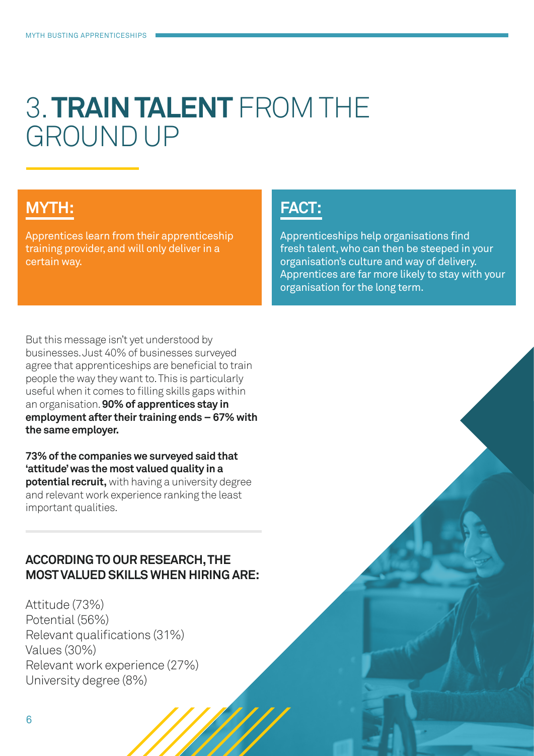# 3. **TRAIN TALENT** FROM THE GROUND UP

## MYTH:

Apprentices learn from their apprenticeship training provider, and will only deliver in a certain way.

## FACT:

Apprenticeships help organisations find fresh talent, who can then be steeped in your organisation's culture and way of delivery. Apprentices are far more likely to stay with your organisation for the long term.

But this message isn't yet understood by businesses. Just 40% of businesses surveyed agree that apprenticeships are beneficial to train people the way they want to. This is particularly useful when it comes to filling skills gaps within an organisation. **90% of apprentices stay in employment after their training ends – 67% with the same employer.**

**73% of the companies we surveyed said that 'attitude' was the most valued quality in a potential recruit,** with having a university degree and relevant work experience ranking the least important qualities.

### ACCORDING TO OUR RESEARCH, THE MOST VALUED SKILLS WHEN HIRING ARE:

Attitude (73%)
Potential (56%)
Relevant qualifications (31%)
Values (30%)
Relevant work experience (27%)
University degree (8%)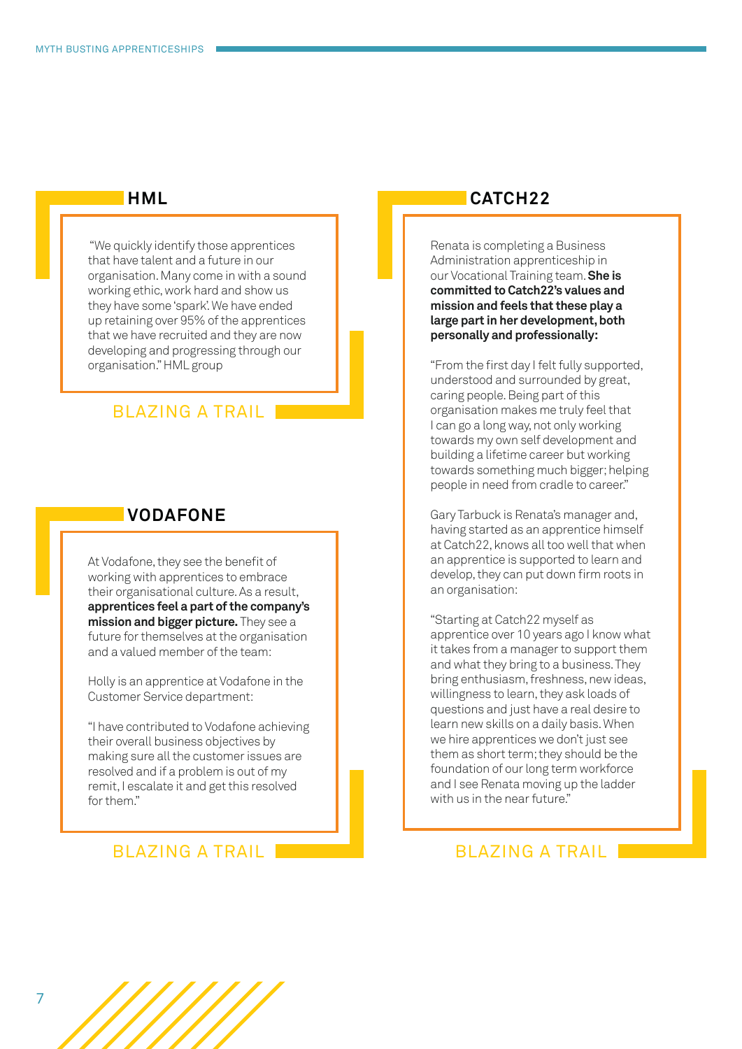## HML

"We quickly identify those apprentices that have talent and a future in our organisation. Many come in with a sound working ethic, work hard and show us they have some 'spark'. We have ended up retaining over 95% of the apprentices that we have recruited and they are now developing and progressing through our organisation." HML group

BLAZING A TRAIL

## VODAFONE

At Vodafone, they see the benefit of working with apprentices to embrace their organisational culture. As a result, **apprentices feel a part of the company's mission and bigger picture.** They see a future for themselves at the organisation and a valued member of the team:

Holly is an apprentice at Vodafone in the Customer Service department:

"I have contributed to Vodafone achieving their overall business objectives by making sure all the customer issues are resolved and if a problem is out of my remit, I escalate it and get this resolved for them."

BLAZING A TRAIL

## CATCH22

Renata is completing a Business Administration apprenticeship in our Vocational Training team. **She is committed to Catch22's values and mission and feels that these play a large part in her development, both personally and professionally:**

"From the first day I felt fully supported, understood and surrounded by great, caring people. Being part of this organisation makes me truly feel that I can go a long way, not only working towards my own self development and building a lifetime career but working towards something much bigger; helping people in need from cradle to career."

Gary Tarbuck is Renata's manager and, having started as an apprentice himself at Catch22, knows all too well that when an apprentice is supported to learn and develop, they can put down firm roots in an organisation:

"Starting at Catch22 myself as apprentice over 10 years ago I know what it takes from a manager to support them and what they bring to a business. They bring enthusiasm, freshness, new ideas, willingness to learn, they ask loads of questions and just have a real desire to learn new skills on a daily basis. When we hire apprentices we don't just see them as short term; they should be the foundation of our long term workforce and I see Renata moving up the ladder with us in the near future."

BLAZING A TRAIL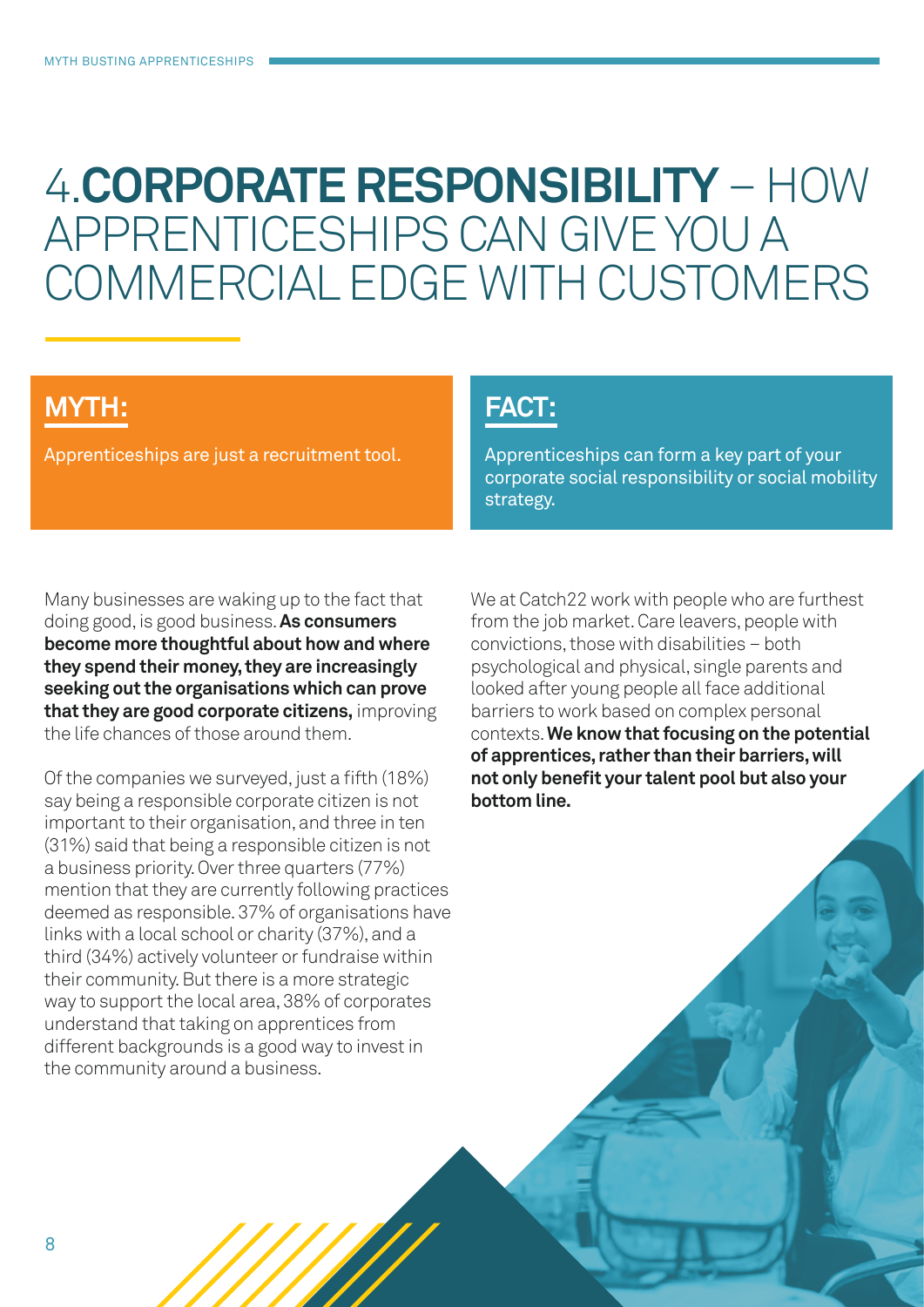# 4. **CORPORATE RESPONSIBILITY** – HOW APPRENTICESHIPS CAN GIVE YOU A COMMERCIAL EDGE WITH CUSTOMERS

## MYTH:

Apprenticeships are just a recruitment tool.

## FACT:

Apprenticeships can form a key part of your corporate social responsibility or social mobility strategy.

Many businesses are waking up to the fact that doing good, is good business. **As consumers become more thoughtful about how and where they spend their money, they are increasingly seeking out the organisations which can prove that they are good corporate citizens,** improving the life chances of those around them.

Of the companies we surveyed, just a fifth (18%) say being a responsible corporate citizen is not important to their organisation, and three in ten (31%) said that being a responsible citizen is not a business priority. Over three quarters (77%) mention that they are currently following practices deemed as responsible. 37% of organisations have links with a local school or charity (37%), and a third (34%) actively volunteer or fundraise within their community. But there is a more strategic way to support the local area, 38% of corporates understand that taking on apprentices from different backgrounds is a good way to invest in the community around a business.

We at Catch22 work with people who are furthest from the job market. Care leavers, people with convictions, those with disabilities – both psychological and physical, single parents and looked after young people all face additional barriers to work based on complex personal contexts. **We know that focusing on the potential of apprentices, rather than their barriers, will not only benefit your talent pool but also your bottom line.**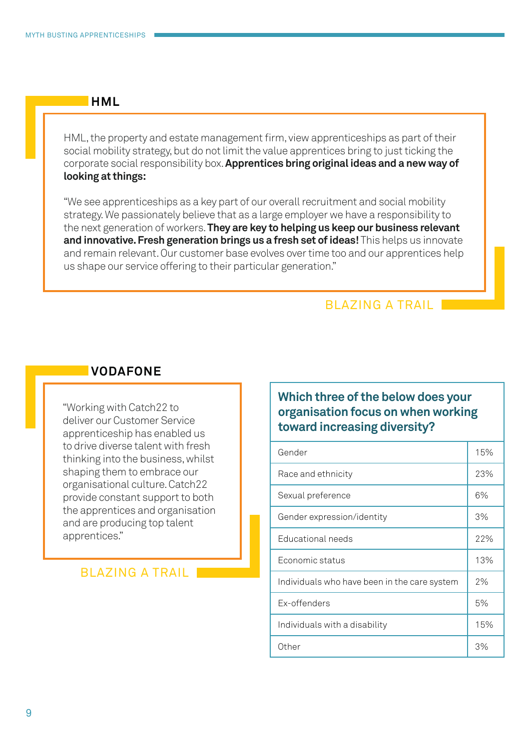## HML

HML, the property and estate management firm, view apprenticeships as part of their social mobility strategy, but do not limit the value apprentices bring to just ticking the corporate social responsibility box. **Apprentices bring original ideas and a new way of looking at things:**

"We see apprenticeships as a key part of our overall recruitment and social mobility strategy. We passionately believe that as a large employer we have a responsibility to the next generation of workers. **They are key to helping us keep our business relevant and innovative. Fresh generation brings us a fresh set of ideas!** This helps us innovate and remain relevant. Our customer base evolves over time too and our apprentices help us shape our service offering to their particular generation."

BLAZING A TRAIL

## VODAFONE

"Working with Catch22 to deliver our Customer Service apprenticeship has enabled us to drive diverse talent with fresh thinking into the business, whilst shaping them to embrace our organisational culture. Catch22 provide constant support to both the apprentices and organisation and are producing top talent apprentices."

BLAZING A TRAIL

### Which three of the below does your organisation focus on when working toward increasing diversity?

| Focus | % |
|---|---|
| Gender | 15% |
| Race and ethnicity | 23% |
| Sexual preference | 6% |
| Gender expression/identity | 3% |
| Educational needs | 22% |
| Economic status | 13% |
| Individuals who have been in the care system | 2% |
| Ex-offenders | 5% |
| Individuals with a disability | 15% |
| Other | 3% |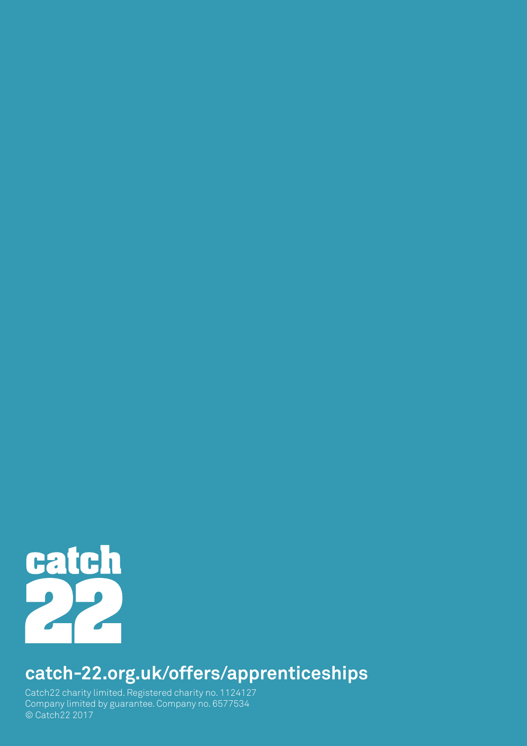catch
22

**catch-22.org.uk/offers/apprenticeships**

Catch22 charity limited. Registered charity no. 1124127
Company limited by guarantee. Company no. 6577534
© Catch22 2017